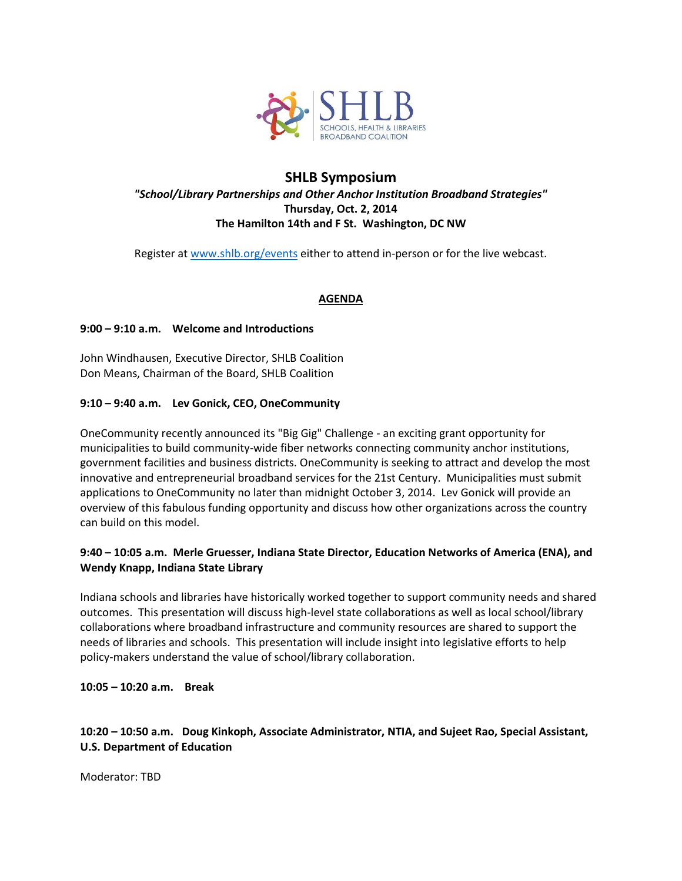SHLB
SCHOOLS, HEALTH & LIBRARIES BROADBAND COALITION

# SHLB Symposium

***"School/Library Partnerships and Other Anchor Institution Broadband Strategies"***
**Thursday, Oct. 2, 2014**
**The Hamilton 14th and F St. Washington, DC NW**

Register at www.shlb.org/events either to attend in-person or for the live webcast.

## AGENDA

**9:00 – 9:10 a.m. Welcome and Introductions**

John Windhausen, Executive Director, SHLB Coalition
Don Means, Chairman of the Board, SHLB Coalition

**9:10 – 9:40 a.m. Lev Gonick, CEO, OneCommunity**

OneCommunity recently announced its "Big Gig" Challenge - an exciting grant opportunity for municipalities to build community-wide fiber networks connecting community anchor institutions, government facilities and business districts. OneCommunity is seeking to attract and develop the most innovative and entrepreneurial broadband services for the 21st Century. Municipalities must submit applications to OneCommunity no later than midnight October 3, 2014. Lev Gonick will provide an overview of this fabulous funding opportunity and discuss how other organizations across the country can build on this model.

**9:40 – 10:05 a.m. Merle Gruesser, Indiana State Director, Education Networks of America (ENA), and Wendy Knapp, Indiana State Library**

Indiana schools and libraries have historically worked together to support community needs and shared outcomes. This presentation will discuss high-level state collaborations as well as local school/library collaborations where broadband infrastructure and community resources are shared to support the needs of libraries and schools. This presentation will include insight into legislative efforts to help policy-makers understand the value of school/library collaboration.

**10:05 – 10:20 a.m. Break**

**10:20 – 10:50 a.m. Doug Kinkoph, Associate Administrator, NTIA, and Sujeet Rao, Special Assistant, U.S. Department of Education**

Moderator: TBD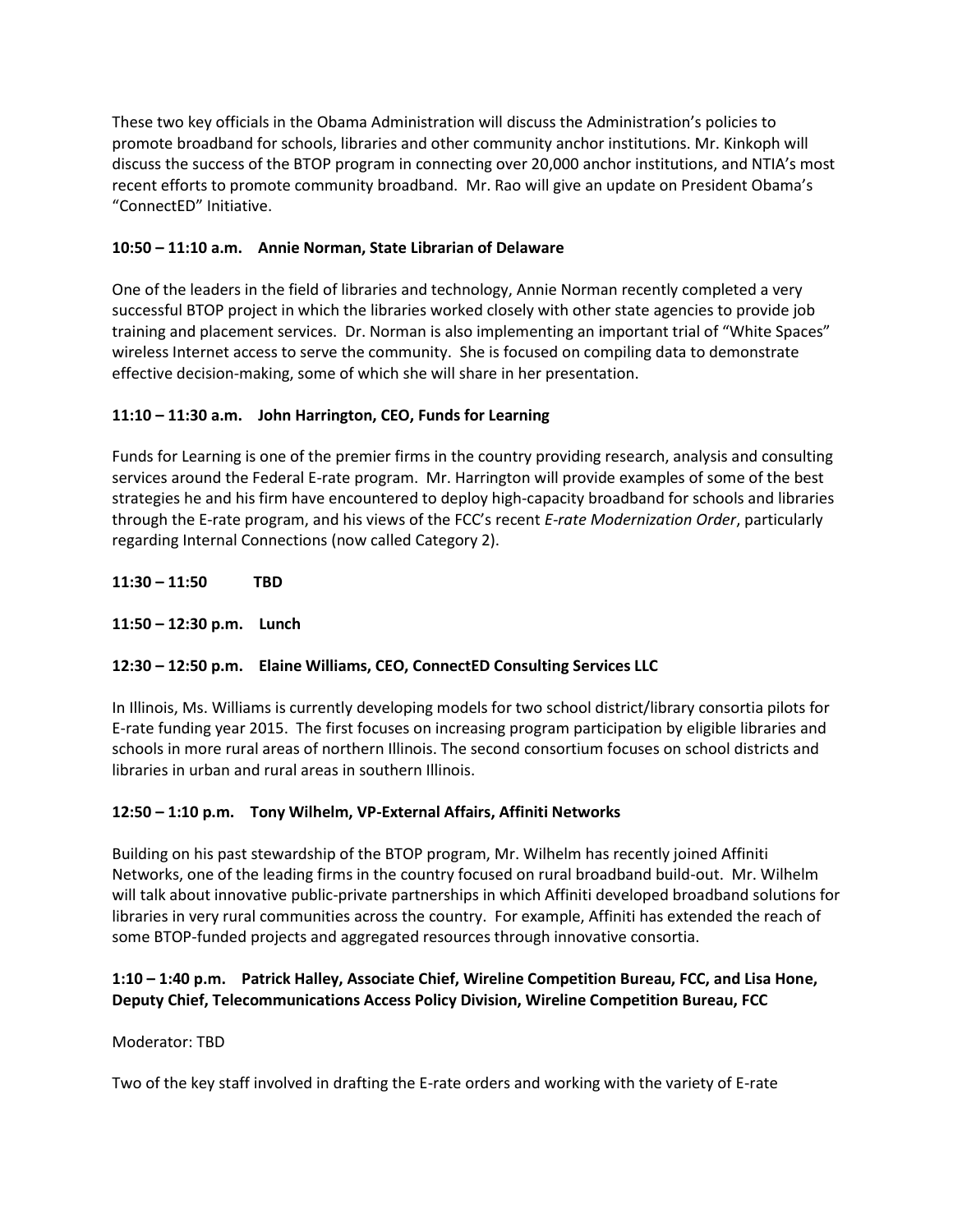These two key officials in the Obama Administration will discuss the Administration's policies to promote broadband for schools, libraries and other community anchor institutions. Mr. Kinkoph will discuss the success of the BTOP program in connecting over 20,000 anchor institutions, and NTIA's most recent efforts to promote community broadband. Mr. Rao will give an update on President Obama's "ConnectED" Initiative.

**10:50 – 11:10 a.m. Annie Norman, State Librarian of Delaware**

One of the leaders in the field of libraries and technology, Annie Norman recently completed a very successful BTOP project in which the libraries worked closely with other state agencies to provide job training and placement services. Dr. Norman is also implementing an important trial of "White Spaces" wireless Internet access to serve the community. She is focused on compiling data to demonstrate effective decision-making, some of which she will share in her presentation.

**11:10 – 11:30 a.m. John Harrington, CEO, Funds for Learning**

Funds for Learning is one of the premier firms in the country providing research, analysis and consulting services around the Federal E-rate program. Mr. Harrington will provide examples of some of the best strategies he and his firm have encountered to deploy high-capacity broadband for schools and libraries through the E-rate program, and his views of the FCC's recent *E-rate Modernization Order*, particularly regarding Internal Connections (now called Category 2).

**11:30 – 11:50 TBD**

**11:50 – 12:30 p.m. Lunch**

**12:30 – 12:50 p.m. Elaine Williams, CEO, ConnectED Consulting Services LLC**

In Illinois, Ms. Williams is currently developing models for two school district/library consortia pilots for E-rate funding year 2015. The first focuses on increasing program participation by eligible libraries and schools in more rural areas of northern Illinois. The second consortium focuses on school districts and libraries in urban and rural areas in southern Illinois.

**12:50 – 1:10 p.m. Tony Wilhelm, VP-External Affairs, Affiniti Networks**

Building on his past stewardship of the BTOP program, Mr. Wilhelm has recently joined Affiniti Networks, one of the leading firms in the country focused on rural broadband build-out. Mr. Wilhelm will talk about innovative public-private partnerships in which Affiniti developed broadband solutions for libraries in very rural communities across the country. For example, Affiniti has extended the reach of some BTOP-funded projects and aggregated resources through innovative consortia.

**1:10 – 1:40 p.m. Patrick Halley, Associate Chief, Wireline Competition Bureau, FCC, and Lisa Hone, Deputy Chief, Telecommunications Access Policy Division, Wireline Competition Bureau, FCC**

Moderator: TBD

Two of the key staff involved in drafting the E-rate orders and working with the variety of E-rate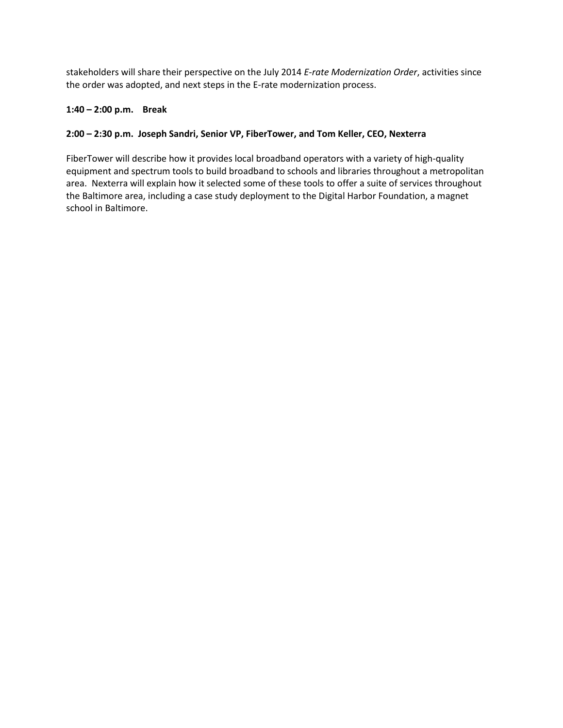stakeholders will share their perspective on the July 2014 *E-rate Modernization Order*, activities since the order was adopted, and next steps in the E-rate modernization process.

**1:40 – 2:00 p.m. Break**

**2:00 – 2:30 p.m. Joseph Sandri, Senior VP, FiberTower, and Tom Keller, CEO, Nexterra**

FiberTower will describe how it provides local broadband operators with a variety of high-quality equipment and spectrum tools to build broadband to schools and libraries throughout a metropolitan area. Nexterra will explain how it selected some of these tools to offer a suite of services throughout the Baltimore area, including a case study deployment to the Digital Harbor Foundation, a magnet school in Baltimore.